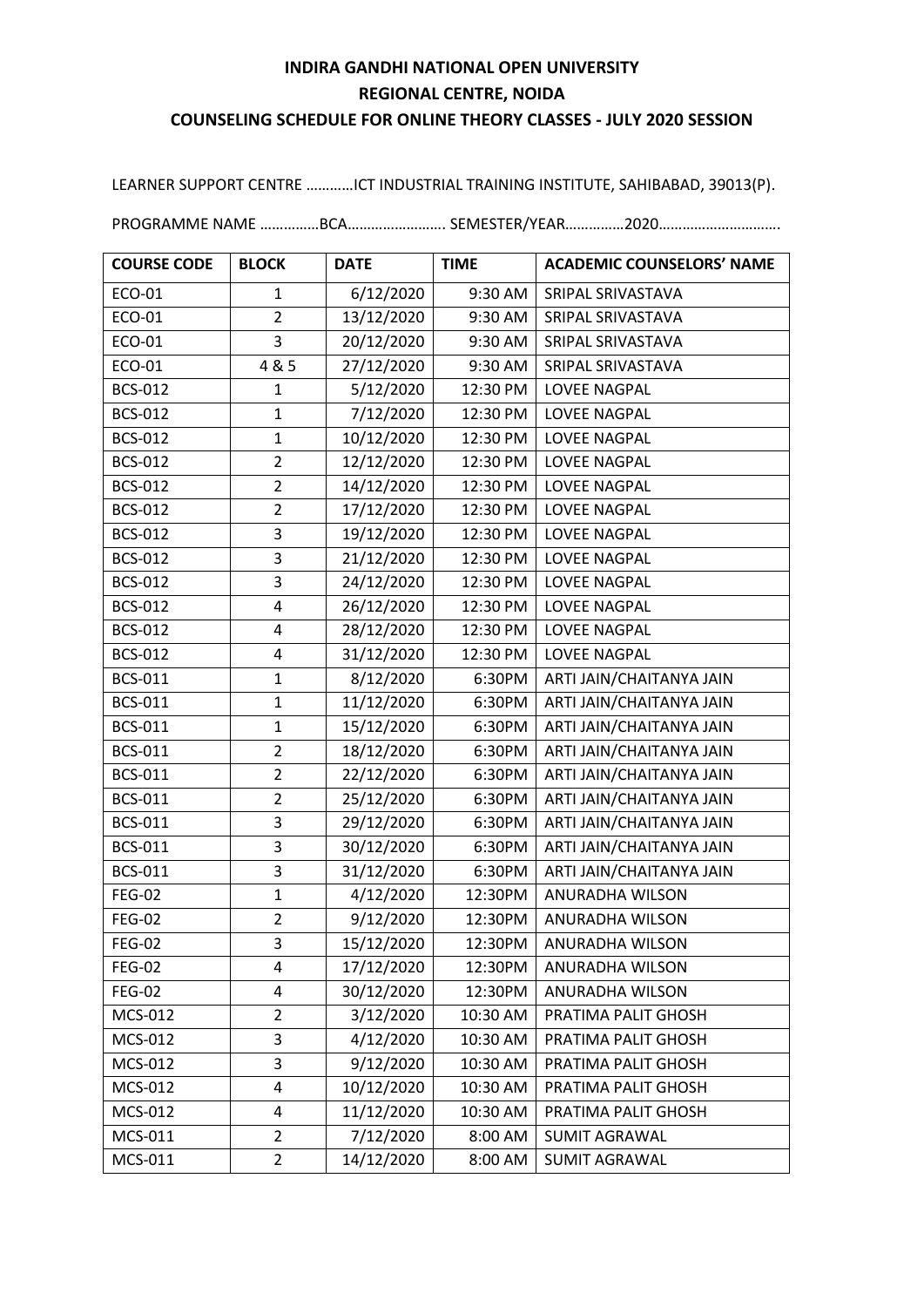# INDIRA GANDHI NATIONAL OPEN UNIVERSITY

## REGIONAL CENTRE, NOIDA

## COUNSELING SCHEDULE FOR ONLINE THEORY CLASSES - JULY 2020 SESSION

LEARNER SUPPORT CENTRE …………ICT INDUSTRIAL TRAINING INSTITUTE, SAHIBABAD, 39013(P).

PROGRAMME NAME ……………BCA……………………. SEMESTER/YEAR……………2020………………………….

| COURSE CODE | BLOCK | DATE | TIME | ACADEMIC COUNSELORS' NAME |
|---|---|---|---|---|
| ECO-01 | 1 | 6/12/2020 | 9:30 AM | SRIPAL SRIVASTAVA |
| ECO-01 | 2 | 13/12/2020 | 9:30 AM | SRIPAL SRIVASTAVA |
| ECO-01 | 3 | 20/12/2020 | 9:30 AM | SRIPAL SRIVASTAVA |
| ECO-01 | 4 & 5 | 27/12/2020 | 9:30 AM | SRIPAL SRIVASTAVA |
| BCS-012 | 1 | 5/12/2020 | 12:30 PM | LOVEE NAGPAL |
| BCS-012 | 1 | 7/12/2020 | 12:30 PM | LOVEE NAGPAL |
| BCS-012 | 1 | 10/12/2020 | 12:30 PM | LOVEE NAGPAL |
| BCS-012 | 2 | 12/12/2020 | 12:30 PM | LOVEE NAGPAL |
| BCS-012 | 2 | 14/12/2020 | 12:30 PM | LOVEE NAGPAL |
| BCS-012 | 2 | 17/12/2020 | 12:30 PM | LOVEE NAGPAL |
| BCS-012 | 3 | 19/12/2020 | 12:30 PM | LOVEE NAGPAL |
| BCS-012 | 3 | 21/12/2020 | 12:30 PM | LOVEE NAGPAL |
| BCS-012 | 3 | 24/12/2020 | 12:30 PM | LOVEE NAGPAL |
| BCS-012 | 4 | 26/12/2020 | 12:30 PM | LOVEE NAGPAL |
| BCS-012 | 4 | 28/12/2020 | 12:30 PM | LOVEE NAGPAL |
| BCS-012 | 4 | 31/12/2020 | 12:30 PM | LOVEE NAGPAL |
| BCS-011 | 1 | 8/12/2020 | 6:30PM | ARTI JAIN/CHAITANYA JAIN |
| BCS-011 | 1 | 11/12/2020 | 6:30PM | ARTI JAIN/CHAITANYA JAIN |
| BCS-011 | 1 | 15/12/2020 | 6:30PM | ARTI JAIN/CHAITANYA JAIN |
| BCS-011 | 2 | 18/12/2020 | 6:30PM | ARTI JAIN/CHAITANYA JAIN |
| BCS-011 | 2 | 22/12/2020 | 6:30PM | ARTI JAIN/CHAITANYA JAIN |
| BCS-011 | 2 | 25/12/2020 | 6:30PM | ARTI JAIN/CHAITANYA JAIN |
| BCS-011 | 3 | 29/12/2020 | 6:30PM | ARTI JAIN/CHAITANYA JAIN |
| BCS-011 | 3 | 30/12/2020 | 6:30PM | ARTI JAIN/CHAITANYA JAIN |
| BCS-011 | 3 | 31/12/2020 | 6:30PM | ARTI JAIN/CHAITANYA JAIN |
| FEG-02 | 1 | 4/12/2020 | 12:30PM | ANURADHA WILSON |
| FEG-02 | 2 | 9/12/2020 | 12:30PM | ANURADHA WILSON |
| FEG-02 | 3 | 15/12/2020 | 12:30PM | ANURADHA WILSON |
| FEG-02 | 4 | 17/12/2020 | 12:30PM | ANURADHA WILSON |
| FEG-02 | 4 | 30/12/2020 | 12:30PM | ANURADHA WILSON |
| MCS-012 | 2 | 3/12/2020 | 10:30 AM | PRATIMA PALIT GHOSH |
| MCS-012 | 3 | 4/12/2020 | 10:30 AM | PRATIMA PALIT GHOSH |
| MCS-012 | 3 | 9/12/2020 | 10:30 AM | PRATIMA PALIT GHOSH |
| MCS-012 | 4 | 10/12/2020 | 10:30 AM | PRATIMA PALIT GHOSH |
| MCS-012 | 4 | 11/12/2020 | 10:30 AM | PRATIMA PALIT GHOSH |
| MCS-011 | 2 | 7/12/2020 | 8:00 AM | SUMIT AGRAWAL |
| MCS-011 | 2 | 14/12/2020 | 8:00 AM | SUMIT AGRAWAL |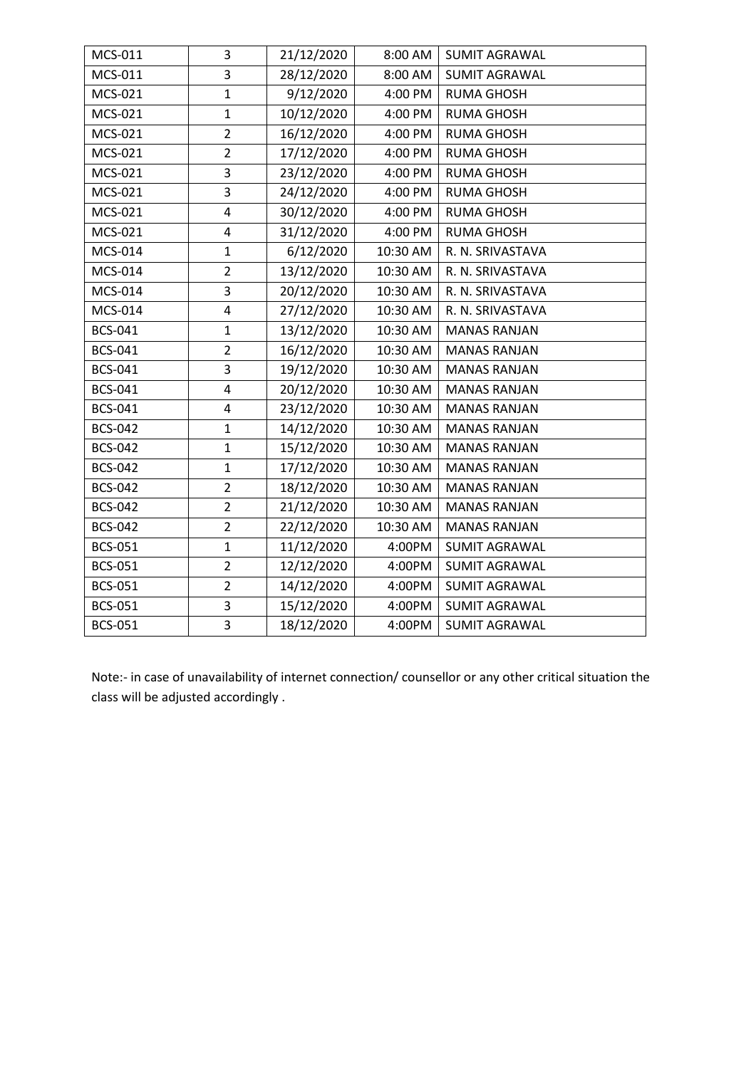| | | | | |
|---|---|---|---|---|
| MCS-011 | 3 | 21/12/2020 | 8:00 AM | SUMIT AGRAWAL |
| MCS-011 | 3 | 28/12/2020 | 8:00 AM | SUMIT AGRAWAL |
| MCS-021 | 1 | 9/12/2020 | 4:00 PM | RUMA GHOSH |
| MCS-021 | 1 | 10/12/2020 | 4:00 PM | RUMA GHOSH |
| MCS-021 | 2 | 16/12/2020 | 4:00 PM | RUMA GHOSH |
| MCS-021 | 2 | 17/12/2020 | 4:00 PM | RUMA GHOSH |
| MCS-021 | 3 | 23/12/2020 | 4:00 PM | RUMA GHOSH |
| MCS-021 | 3 | 24/12/2020 | 4:00 PM | RUMA GHOSH |
| MCS-021 | 4 | 30/12/2020 | 4:00 PM | RUMA GHOSH |
| MCS-021 | 4 | 31/12/2020 | 4:00 PM | RUMA GHOSH |
| MCS-014 | 1 | 6/12/2020 | 10:30 AM | R. N. SRIVASTAVA |
| MCS-014 | 2 | 13/12/2020 | 10:30 AM | R. N. SRIVASTAVA |
| MCS-014 | 3 | 20/12/2020 | 10:30 AM | R. N. SRIVASTAVA |
| MCS-014 | 4 | 27/12/2020 | 10:30 AM | R. N. SRIVASTAVA |
| BCS-041 | 1 | 13/12/2020 | 10:30 AM | MANAS RANJAN |
| BCS-041 | 2 | 16/12/2020 | 10:30 AM | MANAS RANJAN |
| BCS-041 | 3 | 19/12/2020 | 10:30 AM | MANAS RANJAN |
| BCS-041 | 4 | 20/12/2020 | 10:30 AM | MANAS RANJAN |
| BCS-041 | 4 | 23/12/2020 | 10:30 AM | MANAS RANJAN |
| BCS-042 | 1 | 14/12/2020 | 10:30 AM | MANAS RANJAN |
| BCS-042 | 1 | 15/12/2020 | 10:30 AM | MANAS RANJAN |
| BCS-042 | 1 | 17/12/2020 | 10:30 AM | MANAS RANJAN |
| BCS-042 | 2 | 18/12/2020 | 10:30 AM | MANAS RANJAN |
| BCS-042 | 2 | 21/12/2020 | 10:30 AM | MANAS RANJAN |
| BCS-042 | 2 | 22/12/2020 | 10:30 AM | MANAS RANJAN |
| BCS-051 | 1 | 11/12/2020 | 4:00PM | SUMIT AGRAWAL |
| BCS-051 | 2 | 12/12/2020 | 4:00PM | SUMIT AGRAWAL |
| BCS-051 | 2 | 14/12/2020 | 4:00PM | SUMIT AGRAWAL |
| BCS-051 | 3 | 15/12/2020 | 4:00PM | SUMIT AGRAWAL |
| BCS-051 | 3 | 18/12/2020 | 4:00PM | SUMIT AGRAWAL |

Note:- in case of unavailability of internet connection/ counsellor or any other critical situation the class will be adjusted accordingly .